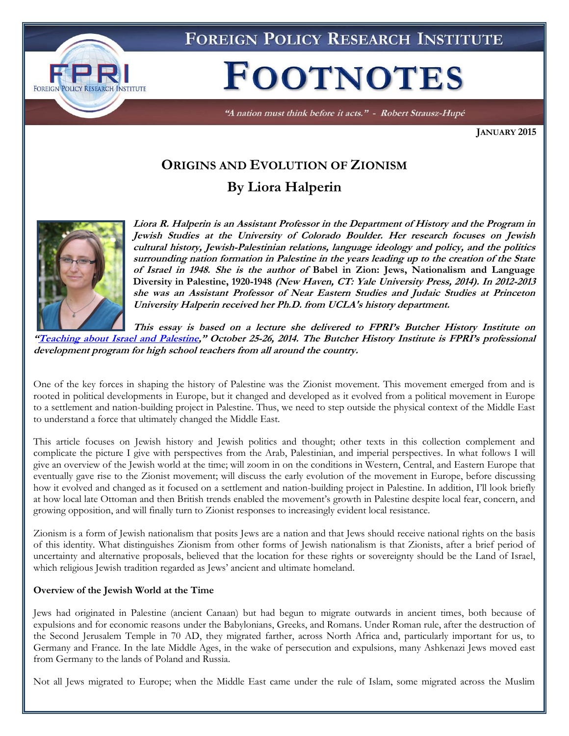# FOREIGN POLICY RESEARCH INSTITUTE

# FOOTNOTES

*"A nation must think before it acts." - Robert Strausz-Hupé*

**JANUARY 2015**

## ORIGINS AND EVOLUTION OF ZIONISM

## By Liora Halperin

***Liora R. Halperin is an Assistant Professor in the Department of History and the Program in Jewish Studies at the University of Colorado Boulder. Her research focuses on Jewish cultural history, Jewish-Palestinian relations, language ideology and policy, and the politics surrounding nation formation in Palestine in the years leading up to the creation of the State of Israel in 1948. She is the author of* Babel in Zion: Jews, Nationalism and Language Diversity in Palestine, 1920-1948 *(New Haven, CT: Yale University Press, 2014). In 2012-2013 she was an Assistant Professor of Near Eastern Studies and Judaic Studies at Princeton University Halperin received her Ph.D. from UCLA's history department.***

***This essay is based on a lecture she delivered to FPRI's Butcher History Institute on "Teaching about Israel and Palestine," October 25-26, 2014. The Butcher History Institute is FPRI's professional development program for high school teachers from all around the country.***

One of the key forces in shaping the history of Palestine was the Zionist movement. This movement emerged from and is rooted in political developments in Europe, but it changed and developed as it evolved from a political movement in Europe to a settlement and nation-building project in Palestine. Thus, we need to step outside the physical context of the Middle East to understand a force that ultimately changed the Middle East.

This article focuses on Jewish history and Jewish politics and thought; other texts in this collection complement and complicate the picture I give with perspectives from the Arab, Palestinian, and imperial perspectives. In what follows I will give an overview of the Jewish world at the time; will zoom in on the conditions in Western, Central, and Eastern Europe that eventually gave rise to the Zionist movement; will discuss the early evolution of the movement in Europe, before discussing how it evolved and changed as it focused on a settlement and nation-building project in Palestine. In addition, I'll look briefly at how local late Ottoman and then British trends enabled the movement's growth in Palestine despite local fear, concern, and growing opposition, and will finally turn to Zionist responses to increasingly evident local resistance.

Zionism is a form of Jewish nationalism that posits Jews are a nation and that Jews should receive national rights on the basis of this identity. What distinguishes Zionism from other forms of Jewish nationalism is that Zionists, after a brief period of uncertainty and alternative proposals, believed that the location for these rights or sovereignty should be the Land of Israel, which religious Jewish tradition regarded as Jews' ancient and ultimate homeland.

**Overview of the Jewish World at the Time**

Jews had originated in Palestine (ancient Canaan) but had begun to migrate outwards in ancient times, both because of expulsions and for economic reasons under the Babylonians, Greeks, and Romans. Under Roman rule, after the destruction of the Second Jerusalem Temple in 70 AD, they migrated farther, across North Africa and, particularly important for us, to Germany and France. In the late Middle Ages, in the wake of persecution and expulsions, many Ashkenazi Jews moved east from Germany to the lands of Poland and Russia.

Not all Jews migrated to Europe; when the Middle East came under the rule of Islam, some migrated across the Muslim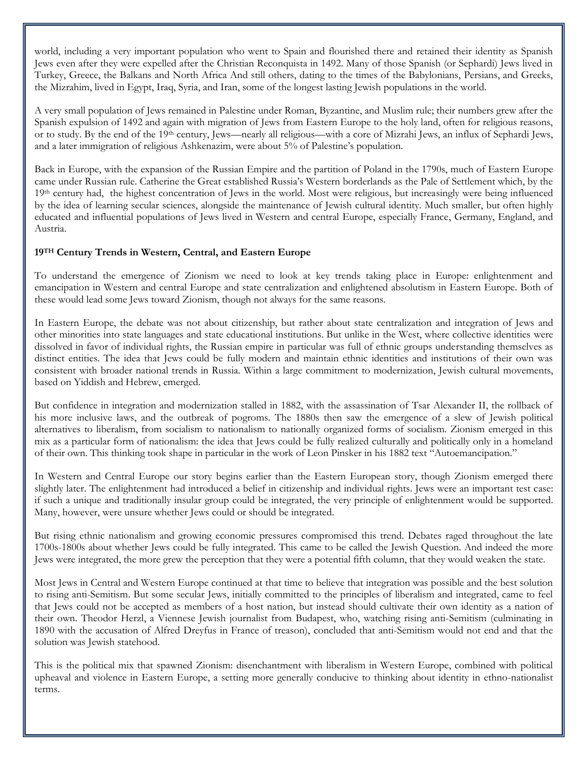world, including a very important population who went to Spain and flourished there and retained their identity as Spanish Jews even after they were expelled after the Christian Reconquista in 1492. Many of those Spanish (or Sephardi) Jews lived in Turkey, Greece, the Balkans and North Africa And still others, dating to the times of the Babylonians, Persians, and Greeks, the Mizrahim, lived in Egypt, Iraq, Syria, and Iran, some of the longest lasting Jewish populations in the world.

A very small population of Jews remained in Palestine under Roman, Byzantine, and Muslim rule; their numbers grew after the Spanish expulsion of 1492 and again with migration of Jews from Eastern Europe to the holy land, often for religious reasons, or to study. By the end of the 19th century, Jews—nearly all religious—with a core of Mizrahi Jews, an influx of Sephardi Jews, and a later immigration of religious Ashkenazim, were about 5% of Palestine's population.

Back in Europe, with the expansion of the Russian Empire and the partition of Poland in the 1790s, much of Eastern Europe came under Russian rule. Catherine the Great established Russia's Western borderlands as the Pale of Settlement which, by the 19th century had, the highest concentration of Jews in the world. Most were religious, but increasingly were being influenced by the idea of learning secular sciences, alongside the maintenance of Jewish cultural identity. Much smaller, but often highly educated and influential populations of Jews lived in Western and central Europe, especially France, Germany, England, and Austria.

**19TH Century Trends in Western, Central, and Eastern Europe**

To understand the emergence of Zionism we need to look at key trends taking place in Europe: enlightenment and emancipation in Western and central Europe and state centralization and enlightened absolutism in Eastern Europe. Both of these would lead some Jews toward Zionism, though not always for the same reasons.

In Eastern Europe, the debate was not about citizenship, but rather about state centralization and integration of Jews and other minorities into state languages and state educational institutions. But unlike in the West, where collective identities were dissolved in favor of individual rights, the Russian empire in particular was full of ethnic groups understanding themselves as distinct entities. The idea that Jews could be fully modern and maintain ethnic identities and institutions of their own was consistent with broader national trends in Russia. Within a large commitment to modernization, Jewish cultural movements, based on Yiddish and Hebrew, emerged.

But confidence in integration and modernization stalled in 1882, with the assassination of Tsar Alexander II, the rollback of his more inclusive laws, and the outbreak of pogroms. The 1880s then saw the emergence of a slew of Jewish political alternatives to liberalism, from socialism to nationalism to nationally organized forms of socialism. Zionism emerged in this mix as a particular form of nationalism: the idea that Jews could be fully realized culturally and politically only in a homeland of their own. This thinking took shape in particular in the work of Leon Pinsker in his 1882 text "Autoemancipation."

In Western and Central Europe our story begins earlier than the Eastern European story, though Zionism emerged there slightly later. The enlightenment had introduced a belief in citizenship and individual rights. Jews were an important test case: if such a unique and traditionally insular group could be integrated, the very principle of enlightenment would be supported. Many, however, were unsure whether Jews could or should be integrated.

But rising ethnic nationalism and growing economic pressures compromised this trend. Debates raged throughout the late 1700s-1800s about whether Jews could be fully integrated. This came to be called the Jewish Question. And indeed the more Jews were integrated, the more grew the perception that they were a potential fifth column, that they would weaken the state.

Most Jews in Central and Western Europe continued at that time to believe that integration was possible and the best solution to rising anti-Semitism. But some secular Jews, initially committed to the principles of liberalism and integrated, came to feel that Jews could not be accepted as members of a host nation, but instead should cultivate their own identity as a nation of their own. Theodor Herzl, a Viennese Jewish journalist from Budapest, who, watching rising anti-Semitism (culminating in 1890 with the accusation of Alfred Dreyfus in France of treason), concluded that anti-Semitism would not end and that the solution was Jewish statehood.

This is the political mix that spawned Zionism: disenchantment with liberalism in Western Europe, combined with political upheaval and violence in Eastern Europe, a setting more generally conducive to thinking about identity in ethno-nationalist terms.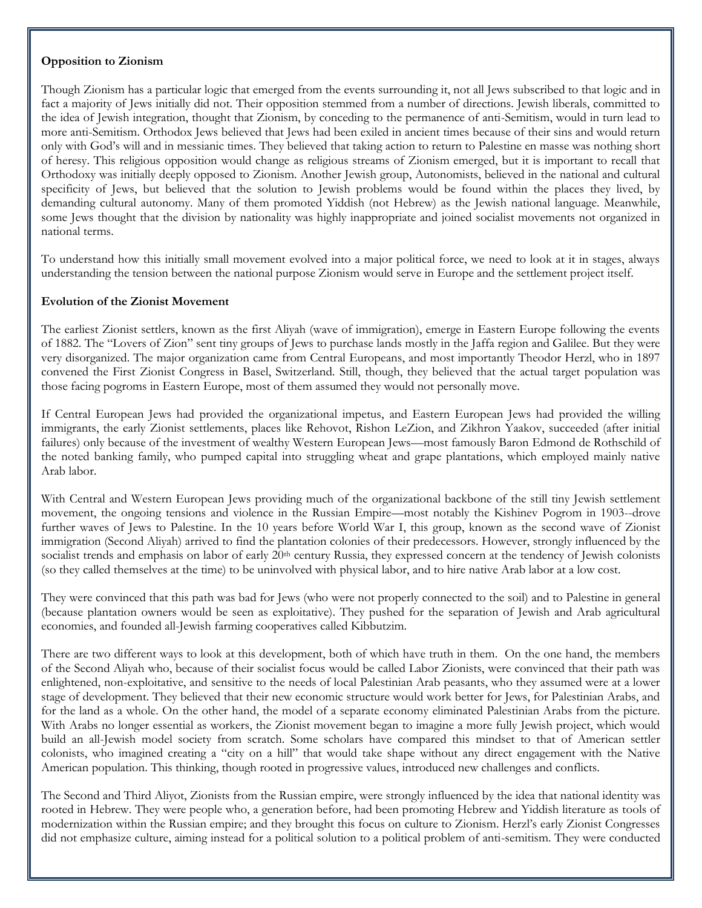**Opposition to Zionism**

Though Zionism has a particular logic that emerged from the events surrounding it, not all Jews subscribed to that logic and in fact a majority of Jews initially did not. Their opposition stemmed from a number of directions. Jewish liberals, committed to the idea of Jewish integration, thought that Zionism, by conceding to the permanence of anti-Semitism, would in turn lead to more anti-Semitism. Orthodox Jews believed that Jews had been exiled in ancient times because of their sins and would return only with God's will and in messianic times. They believed that taking action to return to Palestine en masse was nothing short of heresy. This religious opposition would change as religious streams of Zionism emerged, but it is important to recall that Orthodoxy was initially deeply opposed to Zionism. Another Jewish group, Autonomists, believed in the national and cultural specificity of Jews, but believed that the solution to Jewish problems would be found within the places they lived, by demanding cultural autonomy. Many of them promoted Yiddish (not Hebrew) as the Jewish national language. Meanwhile, some Jews thought that the division by nationality was highly inappropriate and joined socialist movements not organized in national terms.

To understand how this initially small movement evolved into a major political force, we need to look at it in stages, always understanding the tension between the national purpose Zionism would serve in Europe and the settlement project itself.

**Evolution of the Zionist Movement**

The earliest Zionist settlers, known as the first Aliyah (wave of immigration), emerge in Eastern Europe following the events of 1882. The "Lovers of Zion" sent tiny groups of Jews to purchase lands mostly in the Jaffa region and Galilee. But they were very disorganized. The major organization came from Central Europeans, and most importantly Theodor Herzl, who in 1897 convened the First Zionist Congress in Basel, Switzerland. Still, though, they believed that the actual target population was those facing pogroms in Eastern Europe, most of them assumed they would not personally move.

If Central European Jews had provided the organizational impetus, and Eastern European Jews had provided the willing immigrants, the early Zionist settlements, places like Rehovot, Rishon LeZion, and Zikhron Yaakov, succeeded (after initial failures) only because of the investment of wealthy Western European Jews—most famously Baron Edmond de Rothschild of the noted banking family, who pumped capital into struggling wheat and grape plantations, which employed mainly native Arab labor.

With Central and Western European Jews providing much of the organizational backbone of the still tiny Jewish settlement movement, the ongoing tensions and violence in the Russian Empire—most notably the Kishinev Pogrom in 1903--drove further waves of Jews to Palestine. In the 10 years before World War I, this group, known as the second wave of Zionist immigration (Second Aliyah) arrived to find the plantation colonies of their predecessors. However, strongly influenced by the socialist trends and emphasis on labor of early 20th century Russia, they expressed concern at the tendency of Jewish colonists (so they called themselves at the time) to be uninvolved with physical labor, and to hire native Arab labor at a low cost.

They were convinced that this path was bad for Jews (who were not properly connected to the soil) and to Palestine in general (because plantation owners would be seen as exploitative). They pushed for the separation of Jewish and Arab agricultural economies, and founded all-Jewish farming cooperatives called Kibbutzim.

There are two different ways to look at this development, both of which have truth in them. On the one hand, the members of the Second Aliyah who, because of their socialist focus would be called Labor Zionists, were convinced that their path was enlightened, non-exploitative, and sensitive to the needs of local Palestinian Arab peasants, who they assumed were at a lower stage of development. They believed that their new economic structure would work better for Jews, for Palestinian Arabs, and for the land as a whole. On the other hand, the model of a separate economy eliminated Palestinian Arabs from the picture. With Arabs no longer essential as workers, the Zionist movement began to imagine a more fully Jewish project, which would build an all-Jewish model society from scratch. Some scholars have compared this mindset to that of American settler colonists, who imagined creating a "city on a hill" that would take shape without any direct engagement with the Native American population. This thinking, though rooted in progressive values, introduced new challenges and conflicts.

The Second and Third Aliyot, Zionists from the Russian empire, were strongly influenced by the idea that national identity was rooted in Hebrew. They were people who, a generation before, had been promoting Hebrew and Yiddish literature as tools of modernization within the Russian empire; and they brought this focus on culture to Zionism. Herzl's early Zionist Congresses did not emphasize culture, aiming instead for a political solution to a political problem of anti-semitism. They were conducted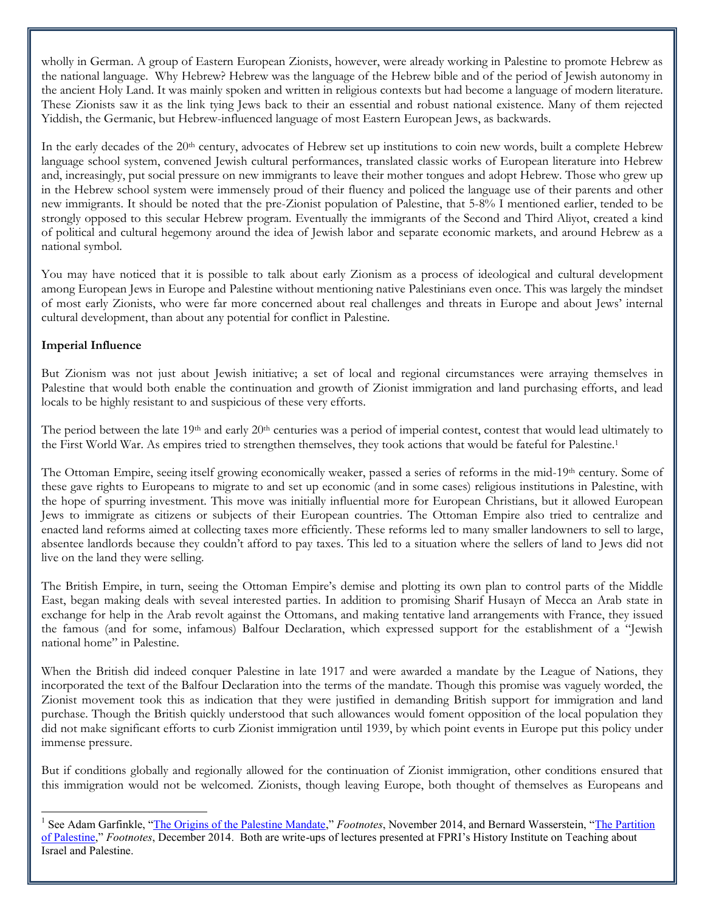wholly in German. A group of Eastern European Zionists, however, were already working in Palestine to promote Hebrew as the national language. Why Hebrew? Hebrew was the language of the Hebrew bible and of the period of Jewish autonomy in the ancient Holy Land. It was mainly spoken and written in religious contexts but had become a language of modern literature. These Zionists saw it as the link tying Jews back to their an essential and robust national existence. Many of them rejected Yiddish, the Germanic, but Hebrew-influenced language of most Eastern European Jews, as backwards.

In the early decades of the 20th century, advocates of Hebrew set up institutions to coin new words, built a complete Hebrew language school system, convened Jewish cultural performances, translated classic works of European literature into Hebrew and, increasingly, put social pressure on new immigrants to leave their mother tongues and adopt Hebrew. Those who grew up in the Hebrew school system were immensely proud of their fluency and policed the language use of their parents and other new immigrants. It should be noted that the pre-Zionist population of Palestine, that 5-8% I mentioned earlier, tended to be strongly opposed to this secular Hebrew program. Eventually the immigrants of the Second and Third Aliyot, created a kind of political and cultural hegemony around the idea of Jewish labor and separate economic markets, and around Hebrew as a national symbol.

You may have noticed that it is possible to talk about early Zionism as a process of ideological and cultural development among European Jews in Europe and Palestine without mentioning native Palestinians even once. This was largely the mindset of most early Zionists, who were far more concerned about real challenges and threats in Europe and about Jews' internal cultural development, than about any potential for conflict in Palestine.

**Imperial Influence**

But Zionism was not just about Jewish initiative; a set of local and regional circumstances were arraying themselves in Palestine that would both enable the continuation and growth of Zionist immigration and land purchasing efforts, and lead locals to be highly resistant to and suspicious of these very efforts.

The period between the late 19th and early 20th centuries was a period of imperial contest, contest that would lead ultimately to the First World War. As empires tried to strengthen themselves, they took actions that would be fateful for Palestine.[1]

The Ottoman Empire, seeing itself growing economically weaker, passed a series of reforms in the mid-19th century. Some of these gave rights to Europeans to migrate to and set up economic (and in some cases) religious institutions in Palestine, with the hope of spurring investment. This move was initially influential more for European Christians, but it allowed European Jews to immigrate as citizens or subjects of their European countries. The Ottoman Empire also tried to centralize and enacted land reforms aimed at collecting taxes more efficiently. These reforms led to many smaller landowners to sell to large, absentee landlords because they couldn't afford to pay taxes. This led to a situation where the sellers of land to Jews did not live on the land they were selling.

The British Empire, in turn, seeing the Ottoman Empire's demise and plotting its own plan to control parts of the Middle East, began making deals with seveal interested parties. In addition to promising Sharif Husayn of Mecca an Arab state in exchange for help in the Arab revolt against the Ottomans, and making tentative land arrangements with France, they issued the famous (and for some, infamous) Balfour Declaration, which expressed support for the establishment of a "Jewish national home" in Palestine.

When the British did indeed conquer Palestine in late 1917 and were awarded a mandate by the League of Nations, they incorporated the text of the Balfour Declaration into the terms of the mandate. Though this promise was vaguely worded, the Zionist movement took this as indication that they were justified in demanding British support for immigration and land purchase. Though the British quickly understood that such allowances would foment opposition of the local population they did not make significant efforts to curb Zionist immigration until 1939, by which point events in Europe put this policy under immense pressure.

But if conditions globally and regionally allowed for the continuation of Zionist immigration, other conditions ensured that this immigration would not be welcomed. Zionists, though leaving Europe, both thought of themselves as Europeans and

---

[1] See Adam Garfinkle, "The Origins of the Palestine Mandate," *Footnotes*, November 2014, and Bernard Wasserstein, "The Partition of Palestine," *Footnotes*, December 2014. Both are write-ups of lectures presented at FPRI's History Institute on Teaching about Israel and Palestine.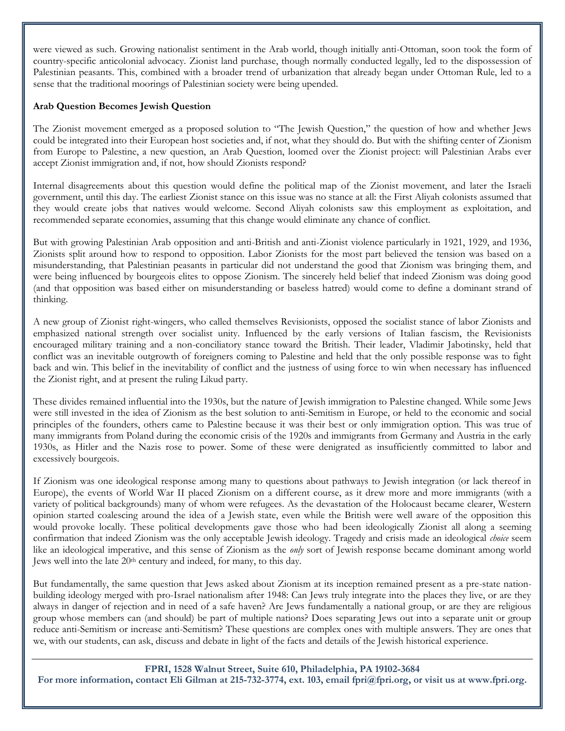were viewed as such. Growing nationalist sentiment in the Arab world, though initially anti-Ottoman, soon took the form of country-specific anticolonial advocacy. Zionist land purchase, though normally conducted legally, led to the dispossession of Palestinian peasants. This, combined with a broader trend of urbanization that already began under Ottoman Rule, led to a sense that the traditional moorings of Palestinian society were being upended.

**Arab Question Becomes Jewish Question**

The Zionist movement emerged as a proposed solution to "The Jewish Question," the question of how and whether Jews could be integrated into their European host societies and, if not, what they should do. But with the shifting center of Zionism from Europe to Palestine, a new question, an Arab Question, loomed over the Zionist project: will Palestinian Arabs ever accept Zionist immigration and, if not, how should Zionists respond?

Internal disagreements about this question would define the political map of the Zionist movement, and later the Israeli government, until this day. The earliest Zionist stance on this issue was no stance at all: the First Aliyah colonists assumed that they would create jobs that natives would welcome. Second Aliyah colonists saw this employment as exploitation, and recommended separate economies, assuming that this change would eliminate any chance of conflict.

But with growing Palestinian Arab opposition and anti-British and anti-Zionist violence particularly in 1921, 1929, and 1936, Zionists split around how to respond to opposition. Labor Zionists for the most part believed the tension was based on a misunderstanding, that Palestinian peasants in particular did not understand the good that Zionism was bringing them, and were being influenced by bourgeois elites to oppose Zionism. The sincerely held belief that indeed Zionism was doing good (and that opposition was based either on misunderstanding or baseless hatred) would come to define a dominant strand of thinking.

A new group of Zionist right-wingers, who called themselves Revisionists, opposed the socialist stance of labor Zionists and emphasized national strength over socialist unity. Influenced by the early versions of Italian fascism, the Revisionists encouraged military training and a non-conciliatory stance toward the British. Their leader, Vladimir Jabotinsky, held that conflict was an inevitable outgrowth of foreigners coming to Palestine and held that the only possible response was to fight back and win. This belief in the inevitability of conflict and the justness of using force to win when necessary has influenced the Zionist right, and at present the ruling Likud party.

These divides remained influential into the 1930s, but the nature of Jewish immigration to Palestine changed. While some Jews were still invested in the idea of Zionism as the best solution to anti-Semitism in Europe, or held to the economic and social principles of the founders, others came to Palestine because it was their best or only immigration option. This was true of many immigrants from Poland during the economic crisis of the 1920s and immigrants from Germany and Austria in the early 1930s, as Hitler and the Nazis rose to power. Some of these were denigrated as insufficiently committed to labor and excessively bourgeois.

If Zionism was one ideological response among many to questions about pathways to Jewish integration (or lack thereof in Europe), the events of World War II placed Zionism on a different course, as it drew more and more immigrants (with a variety of political backgrounds) many of whom were refugees. As the devastation of the Holocaust became clearer, Western opinion started coalescing around the idea of a Jewish state, even while the British were well aware of the opposition this would provoke locally. These political developments gave those who had been ideologically Zionist all along a seeming confirmation that indeed Zionism was the only acceptable Jewish ideology. Tragedy and crisis made an ideological *choice* seem like an ideological imperative, and this sense of Zionism as the *only* sort of Jewish response became dominant among world Jews well into the late 20th century and indeed, for many, to this day.

But fundamentally, the same question that Jews asked about Zionism at its inception remained present as a pre-state nation-building ideology merged with pro-Israel nationalism after 1948: Can Jews truly integrate into the places they live, or are they always in danger of rejection and in need of a safe haven? Are Jews fundamentally a national group, or are they are religious group whose members can (and should) be part of multiple nations? Does separating Jews out into a separate unit or group reduce anti-Semitism or increase anti-Semitism? These questions are complex ones with multiple answers. They are ones that we, with our students, can ask, discuss and debate in light of the facts and details of the Jewish historical experience.

**FPRI, 1528 Walnut Street, Suite 610, Philadelphia, PA 19102-3684**
**For more information, contact Eli Gilman at 215-732-3774, ext. 103, email fpri@fpri.org, or visit us at www.fpri.org.**